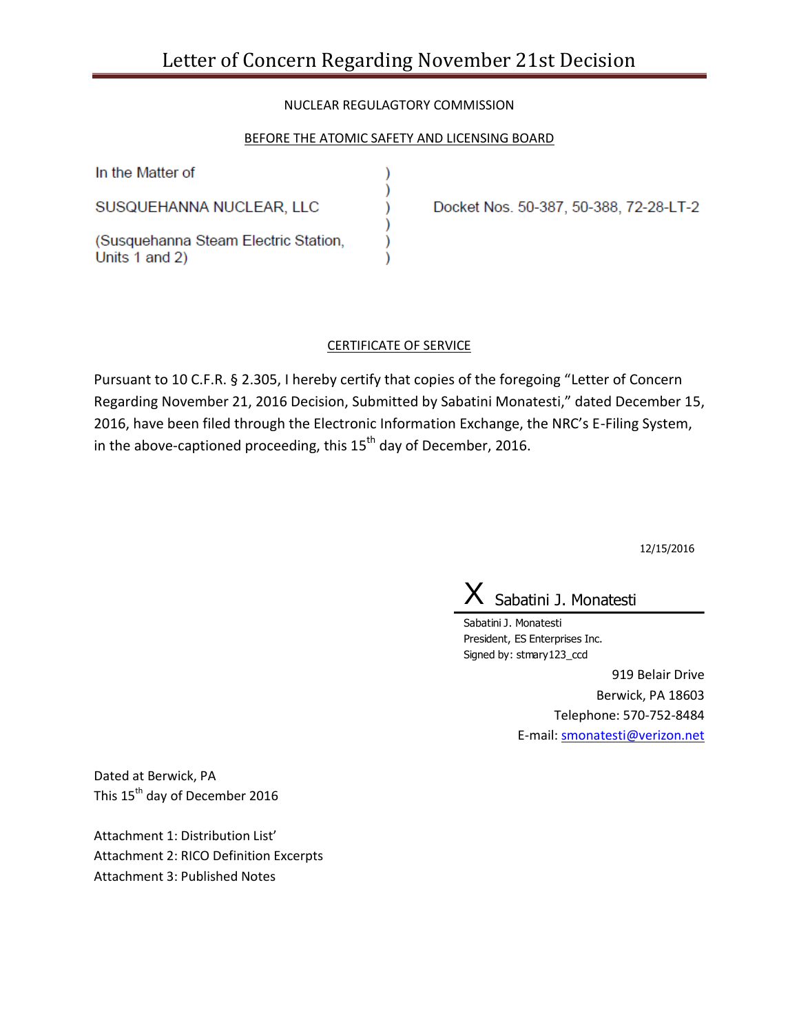# Letter of Concern Regarding November 21st Decision

NUCLEAR REGULAGTORY COMMISSION

BEFORE THE ATOMIC SAFETY AND LICENSING BOARD

| | | |
|---|---|---|
| In the Matter of | ) | |
| | ) | |
| SUSQUEHANNA NUCLEAR, LLC | ) | Docket Nos. 50-387, 50-388, 72-28-LT-2 |
| | ) | |
| (Susquehanna Steam Electric Station, Units 1 and 2) | ) | |

CERTIFICATE OF SERVICE

Pursuant to 10 C.F.R. § 2.305, I hereby certify that copies of the foregoing "Letter of Concern Regarding November 21, 2016 Decision, Submitted by Sabatini Monatesti," dated December 15, 2016, have been filed through the Electronic Information Exchange, the NRC's E-Filing System, in the above-captioned proceeding, this 15th day of December, 2016.

12/15/2016

X Sabatini J. Monatesti

Sabatini J. Monatesti
President, ES Enterprises Inc.
Signed by: stmary123_ccd

919 Belair Drive
Berwick, PA 18603
Telephone: 570-752-8484
E-mail: smonatesti@verizon.net

Dated at Berwick, PA
This 15th day of December 2016

Attachment 1: Distribution List'
Attachment 2: RICO Definition Excerpts
Attachment 3: Published Notes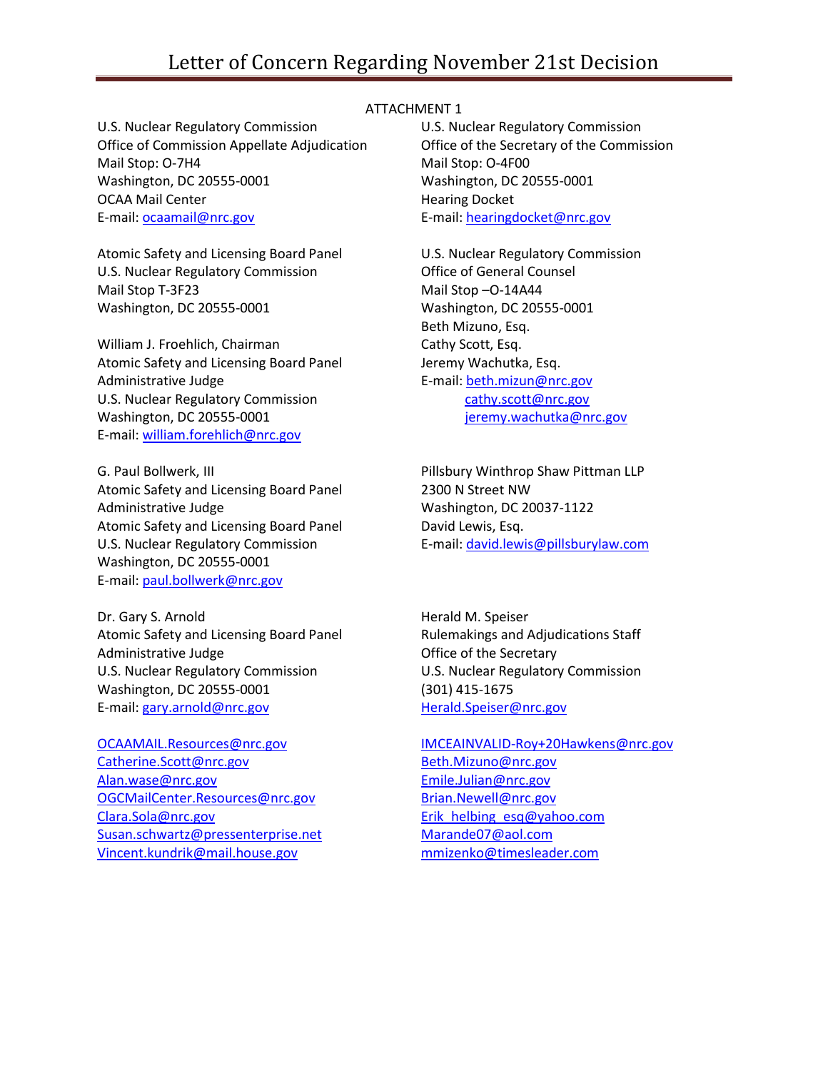ATTACHMENT 1

U.S. Nuclear Regulatory Commission
Office of Commission Appellate Adjudication
Mail Stop: O-7H4
Washington, DC 20555-0001
OCAA Mail Center
E-mail: ocaamail@nrc.gov

Atomic Safety and Licensing Board Panel
U.S. Nuclear Regulatory Commission
Mail Stop T-3F23
Washington, DC 20555-0001

William J. Froehlich, Chairman
Atomic Safety and Licensing Board Panel
Administrative Judge
U.S. Nuclear Regulatory Commission
Washington, DC 20555-0001
E-mail: william.forehlich@nrc.gov

G. Paul Bollwerk, III
Atomic Safety and Licensing Board Panel
Administrative Judge
Atomic Safety and Licensing Board Panel
U.S. Nuclear Regulatory Commission
Washington, DC 20555-0001
E-mail: paul.bollwerk@nrc.gov

Dr. Gary S. Arnold
Atomic Safety and Licensing Board Panel
Administrative Judge
U.S. Nuclear Regulatory Commission
Washington, DC 20555-0001
E-mail: gary.arnold@nrc.gov

OCAAMAIL.Resources@nrc.gov
Catherine.Scott@nrc.gov
Alan.wase@nrc.gov
OGCMailCenter.Resources@nrc.gov
Clara.Sola@nrc.gov
Susan.schwartz@pressenterprise.net
Vincent.kundrik@mail.house.gov

U.S. Nuclear Regulatory Commission
Office of the Secretary of the Commission
Mail Stop: O-4F00
Washington, DC 20555-0001
Hearing Docket
E-mail: hearingdocket@nrc.gov

U.S. Nuclear Regulatory Commission
Office of General Counsel
Mail Stop –O-14A44
Washington, DC 20555-0001
Beth Mizuno, Esq.
Cathy Scott, Esq.
Jeremy Wachutka, Esq.
E-mail: beth.mizun@nrc.gov
cathy.scott@nrc.gov
jeremy.wachutka@nrc.gov

Pillsbury Winthrop Shaw Pittman LLP
2300 N Street NW
Washington, DC 20037-1122
David Lewis, Esq.
E-mail: david.lewis@pillsburylaw.com

Herald M. Speiser
Rulemakings and Adjudications Staff
Office of the Secretary
U.S. Nuclear Regulatory Commission
(301) 415-1675
Herald.Speiser@nrc.gov

IMCEAINVALID-Roy+20Hawkens@nrc.gov
Beth.Mizuno@nrc.gov
Emile.Julian@nrc.gov
Brian.Newell@nrc.gov
Erik_helbing_esq@yahoo.com
Marande07@aol.com
mmizenko@timesleader.com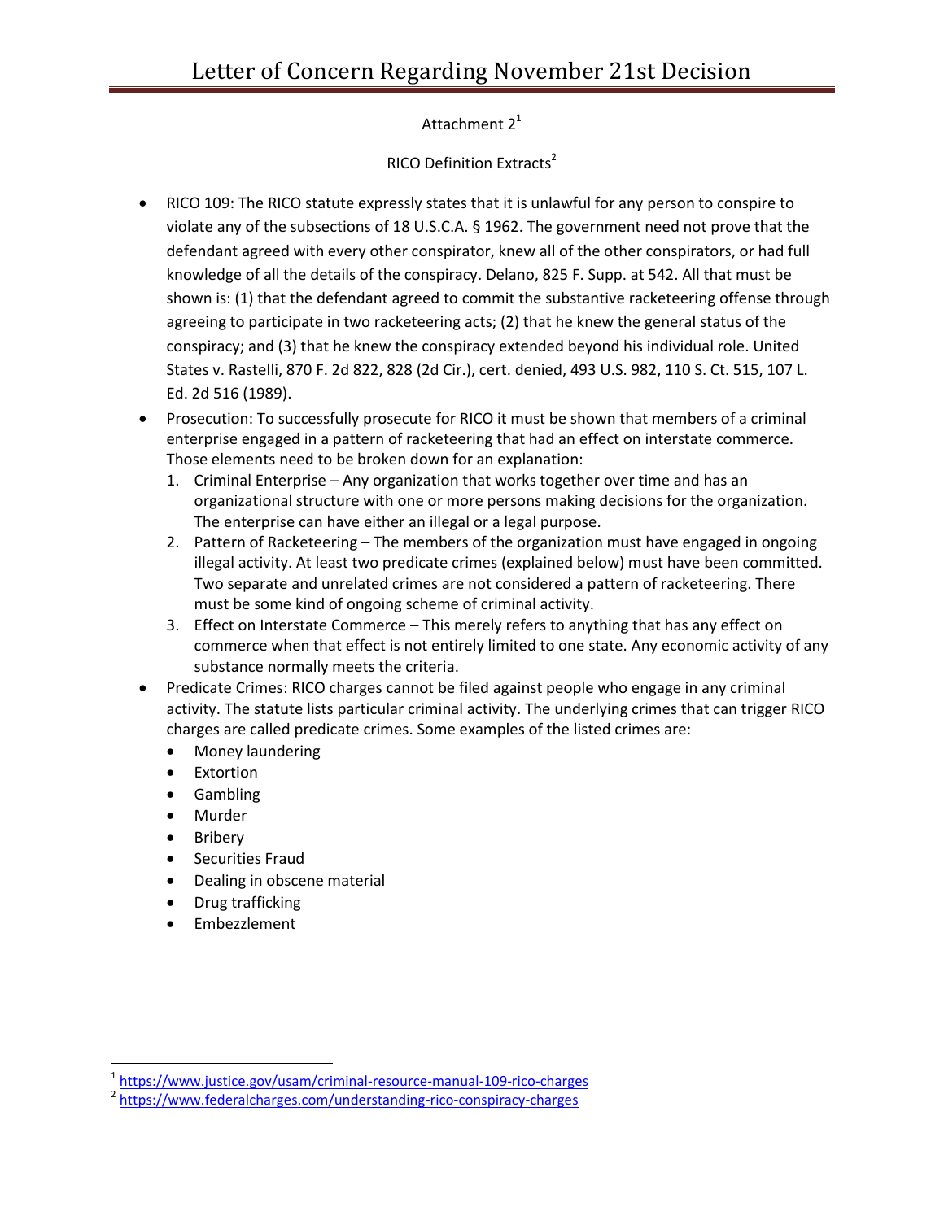Attachment 2[1]

RICO Definition Extracts[2]

- RICO 109: The RICO statute expressly states that it is unlawful for any person to conspire to violate any of the subsections of 18 U.S.C.A. § 1962. The government need not prove that the defendant agreed with every other conspirator, knew all of the other conspirators, or had full knowledge of all the details of the conspiracy. Delano, 825 F. Supp. at 542. All that must be shown is: (1) that the defendant agreed to commit the substantive racketeering offense through agreeing to participate in two racketeering acts; (2) that he knew the general status of the conspiracy; and (3) that he knew the conspiracy extended beyond his individual role. United States v. Rastelli, 870 F. 2d 822, 828 (2d Cir.), cert. denied, 493 U.S. 982, 110 S. Ct. 515, 107 L. Ed. 2d 516 (1989).
- Prosecution: To successfully prosecute for RICO it must be shown that members of a criminal enterprise engaged in a pattern of racketeering that had an effect on interstate commerce. Those elements need to be broken down for an explanation:
  1. Criminal Enterprise – Any organization that works together over time and has an organizational structure with one or more persons making decisions for the organization. The enterprise can have either an illegal or a legal purpose.
  2. Pattern of Racketeering – The members of the organization must have engaged in ongoing illegal activity. At least two predicate crimes (explained below) must have been committed. Two separate and unrelated crimes are not considered a pattern of racketeering. There must be some kind of ongoing scheme of criminal activity.
  3. Effect on Interstate Commerce – This merely refers to anything that has any effect on commerce when that effect is not entirely limited to one state. Any economic activity of any substance normally meets the criteria.
- Predicate Crimes: RICO charges cannot be filed against people who engage in any criminal activity. The statute lists particular criminal activity. The underlying crimes that can trigger RICO charges are called predicate crimes. Some examples of the listed crimes are:
  - Money laundering
  - Extortion
  - Gambling
  - Murder
  - Bribery
  - Securities Fraud
  - Dealing in obscene material
  - Drug trafficking
  - Embezzlement

---

[1] https://www.justice.gov/usam/criminal-resource-manual-109-rico-charges

[2] https://www.federalcharges.com/understanding-rico-conspiracy-charges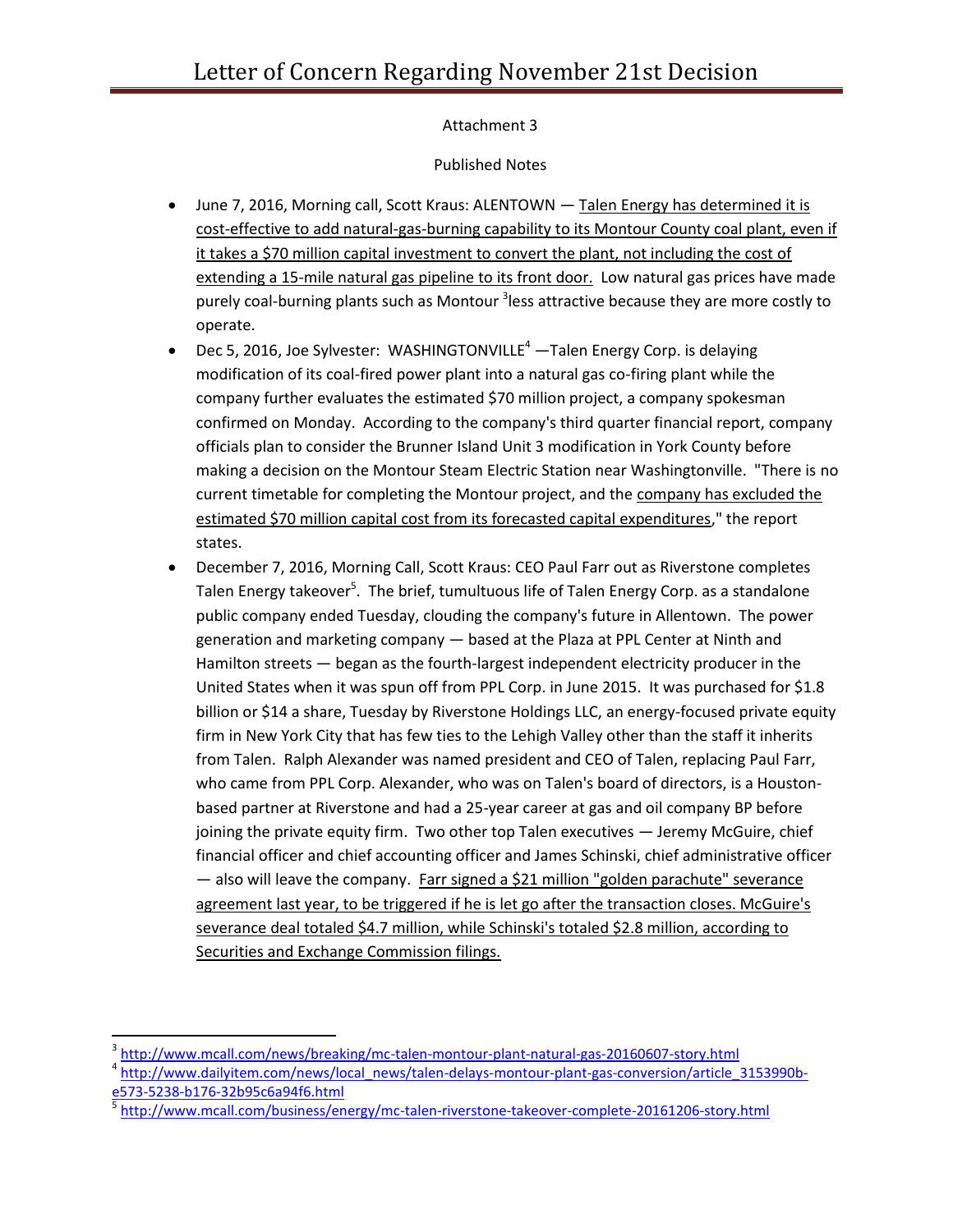Attachment 3

Published Notes

- June 7, 2016, Morning call, Scott Kraus: ALENTOWN — Talen Energy has determined it is cost-effective to add natural-gas-burning capability to its Montour County coal plant, even if it takes a $70 million capital investment to convert the plant, not including the cost of extending a 15-mile natural gas pipeline to its front door. Low natural gas prices have made purely coal-burning plants such as Montour [3]less attractive because they are more costly to operate.
- Dec 5, 2016, Joe Sylvester: WASHINGTONVILLE[4] —Talen Energy Corp. is delaying modification of its coal-fired power plant into a natural gas co-firing plant while the company further evaluates the estimated $70 million project, a company spokesman confirmed on Monday. According to the company's third quarter financial report, company officials plan to consider the Brunner Island Unit 3 modification in York County before making a decision on the Montour Steam Electric Station near Washingtonville. "There is no current timetable for completing the Montour project, and the company has excluded the estimated $70 million capital cost from its forecasted capital expenditures," the report states.
- December 7, 2016, Morning Call, Scott Kraus: CEO Paul Farr out as Riverstone completes Talen Energy takeover[5]. The brief, tumultuous life of Talen Energy Corp. as a standalone public company ended Tuesday, clouding the company's future in Allentown. The power generation and marketing company — based at the Plaza at PPL Center at Ninth and Hamilton streets — began as the fourth-largest independent electricity producer in the United States when it was spun off from PPL Corp. in June 2015. It was purchased for $1.8 billion or $14 a share, Tuesday by Riverstone Holdings LLC, an energy-focused private equity firm in New York City that has few ties to the Lehigh Valley other than the staff it inherits from Talen. Ralph Alexander was named president and CEO of Talen, replacing Paul Farr, who came from PPL Corp. Alexander, who was on Talen's board of directors, is a Houston-based partner at Riverstone and had a 25-year career at gas and oil company BP before joining the private equity firm. Two other top Talen executives — Jeremy McGuire, chief financial officer and chief accounting officer and James Schinski, chief administrative officer — also will leave the company. Farr signed a $21 million "golden parachute" severance agreement last year, to be triggered if he is let go after the transaction closes. McGuire's severance deal totaled $4.7 million, while Schinski's totaled $2.8 million, according to Securities and Exchange Commission filings.

---

[3] http://www.mcall.com/news/breaking/mc-talen-montour-plant-natural-gas-20160607-story.html

[4] http://www.dailyitem.com/news/local_news/talen-delays-montour-plant-gas-conversion/article_3153990b-e573-5238-b176-32b95c6a94f6.html

[5] http://www.mcall.com/business/energy/mc-talen-riverstone-takeover-complete-20161206-story.html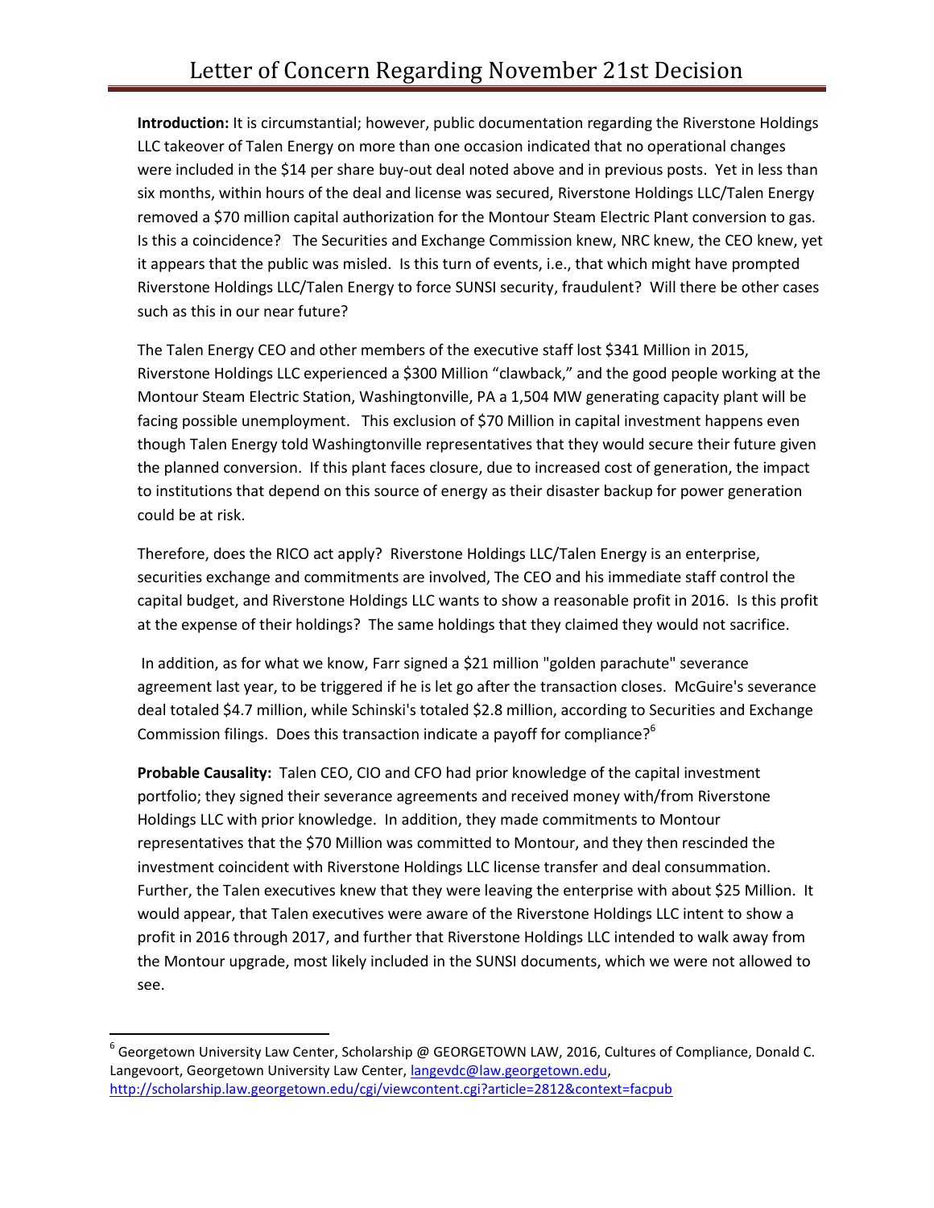# Letter of Concern Regarding November 21st Decision

**Introduction:** It is circumstantial; however, public documentation regarding the Riverstone Holdings LLC takeover of Talen Energy on more than one occasion indicated that no operational changes were included in the $14 per share buy-out deal noted above and in previous posts. Yet in less than six months, within hours of the deal and license was secured, Riverstone Holdings LLC/Talen Energy removed a $70 million capital authorization for the Montour Steam Electric Plant conversion to gas. Is this a coincidence? The Securities and Exchange Commission knew, NRC knew, the CEO knew, yet it appears that the public was misled. Is this turn of events, i.e., that which might have prompted Riverstone Holdings LLC/Talen Energy to force SUNSI security, fraudulent? Will there be other cases such as this in our near future?

The Talen Energy CEO and other members of the executive staff lost $341 Million in 2015, Riverstone Holdings LLC experienced a $300 Million "clawback," and the good people working at the Montour Steam Electric Station, Washingtonville, PA a 1,504 MW generating capacity plant will be facing possible unemployment. This exclusion of $70 Million in capital investment happens even though Talen Energy told Washingtonville representatives that they would secure their future given the planned conversion. If this plant faces closure, due to increased cost of generation, the impact to institutions that depend on this source of energy as their disaster backup for power generation could be at risk.

Therefore, does the RICO act apply? Riverstone Holdings LLC/Talen Energy is an enterprise, securities exchange and commitments are involved, The CEO and his immediate staff control the capital budget, and Riverstone Holdings LLC wants to show a reasonable profit in 2016. Is this profit at the expense of their holdings? The same holdings that they claimed they would not sacrifice.

In addition, as for what we know, Farr signed a $21 million "golden parachute" severance agreement last year, to be triggered if he is let go after the transaction closes. McGuire's severance deal totaled $4.7 million, while Schinski's totaled $2.8 million, according to Securities and Exchange Commission filings. Does this transaction indicate a payoff for compliance?[6]

**Probable Causality:** Talen CEO, CIO and CFO had prior knowledge of the capital investment portfolio; they signed their severance agreements and received money with/from Riverstone Holdings LLC with prior knowledge. In addition, they made commitments to Montour representatives that the $70 Million was committed to Montour, and they then rescinded the investment coincident with Riverstone Holdings LLC license transfer and deal consummation. Further, the Talen executives knew that they were leaving the enterprise with about $25 Million. It would appear, that Talen executives were aware of the Riverstone Holdings LLC intent to show a profit in 2016 through 2017, and further that Riverstone Holdings LLC intended to walk away from the Montour upgrade, most likely included in the SUNSI documents, which we were not allowed to see.

---

[6] Georgetown University Law Center, Scholarship @ GEORGETOWN LAW, 2016, Cultures of Compliance, Donald C. Langevoort, Georgetown University Law Center, langevdc@law.georgetown.edu, http://scholarship.law.georgetown.edu/cgi/viewcontent.cgi?article=2812&context=facpub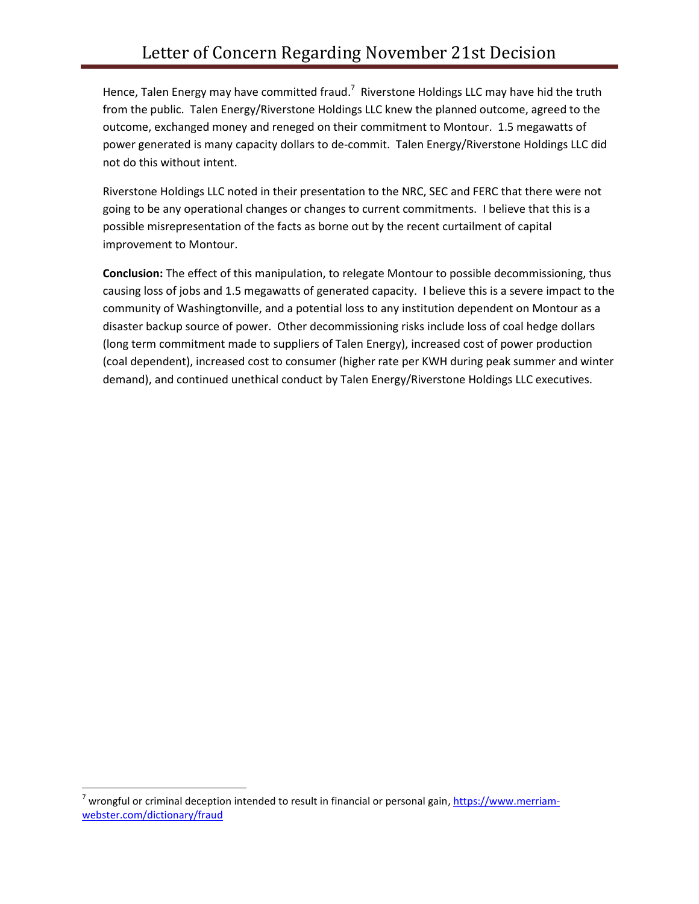Hence, Talen Energy may have committed fraud.[7] Riverstone Holdings LLC may have hid the truth from the public. Talen Energy/Riverstone Holdings LLC knew the planned outcome, agreed to the outcome, exchanged money and reneged on their commitment to Montour. 1.5 megawatts of power generated is many capacity dollars to de-commit. Talen Energy/Riverstone Holdings LLC did not do this without intent.

Riverstone Holdings LLC noted in their presentation to the NRC, SEC and FERC that there were not going to be any operational changes or changes to current commitments. I believe that this is a possible misrepresentation of the facts as borne out by the recent curtailment of capital improvement to Montour.

**Conclusion:** The effect of this manipulation, to relegate Montour to possible decommissioning, thus causing loss of jobs and 1.5 megawatts of generated capacity. I believe this is a severe impact to the community of Washingtonville, and a potential loss to any institution dependent on Montour as a disaster backup source of power. Other decommissioning risks include loss of coal hedge dollars (long term commitment made to suppliers of Talen Energy), increased cost of power production (coal dependent), increased cost to consumer (higher rate per KWH during peak summer and winter demand), and continued unethical conduct by Talen Energy/Riverstone Holdings LLC executives.

---

[7] wrongful or criminal deception intended to result in financial or personal gain, https://www.merriam-webster.com/dictionary/fraud